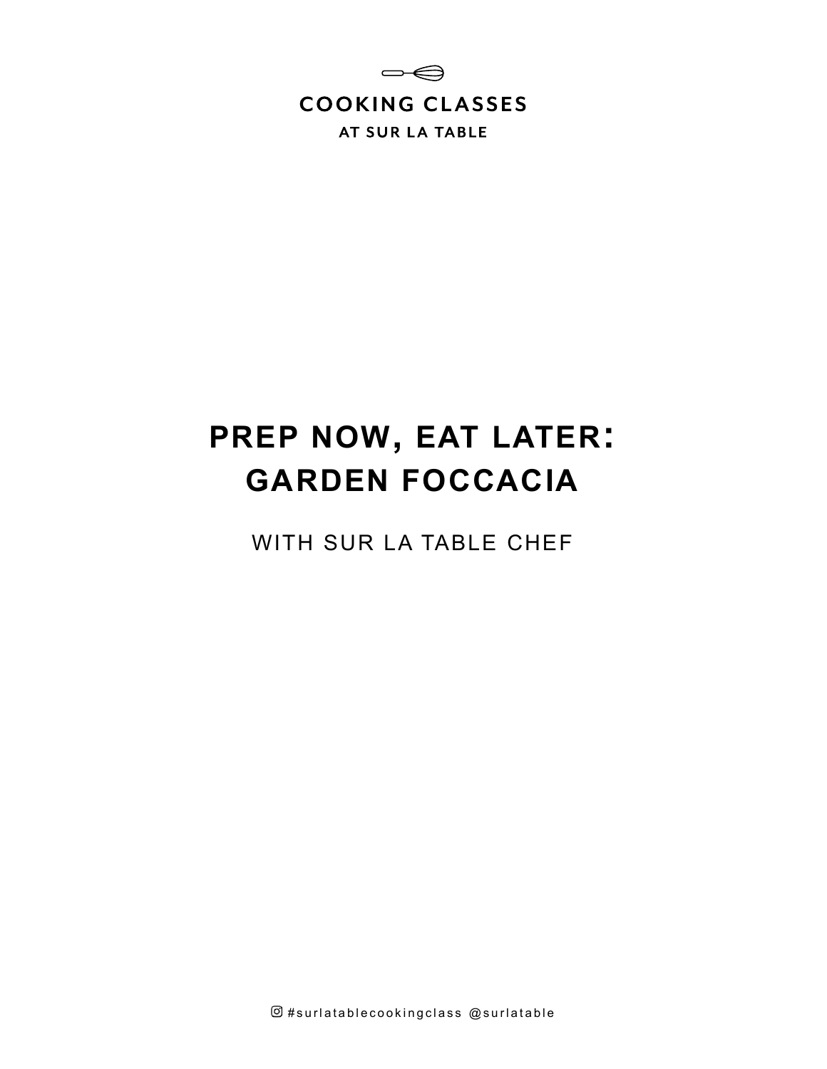COOKING CLASSES

AT SUR LA TABLE

# PREP NOW, EAT LATER: GARDEN FOCCACIA

WITH SUR LA TABLE CHEF

#surlatablecookingclass @surlatable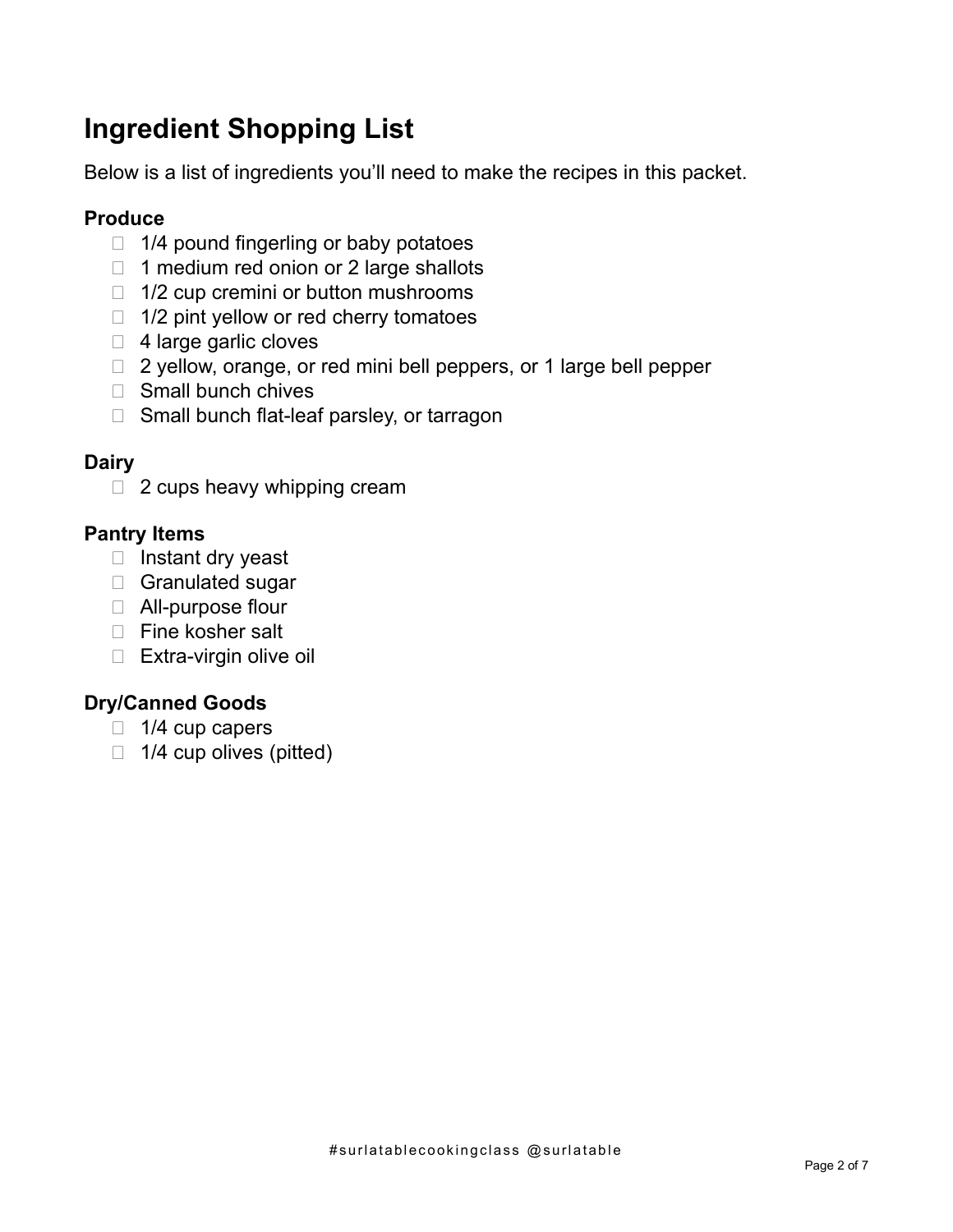# Ingredient Shopping List

Below is a list of ingredients you'll need to make the recipes in this packet.

### Produce

- [ ] 1/4 pound fingerling or baby potatoes
- [ ] 1 medium red onion or 2 large shallots
- [ ] 1/2 cup cremini or button mushrooms
- [ ] 1/2 pint yellow or red cherry tomatoes
- [ ] 4 large garlic cloves
- [ ] 2 yellow, orange, or red mini bell peppers, or 1 large bell pepper
- [ ] Small bunch chives
- [ ] Small bunch flat-leaf parsley, or tarragon

### Dairy

- [ ] 2 cups heavy whipping cream

### Pantry Items

- [ ] Instant dry yeast
- [ ] Granulated sugar
- [ ] All-purpose flour
- [ ] Fine kosher salt
- [ ] Extra-virgin olive oil

### Dry/Canned Goods

- [ ] 1/4 cup capers
- [ ] 1/4 cup olives (pitted)

#surlatablecookingclass @surlatable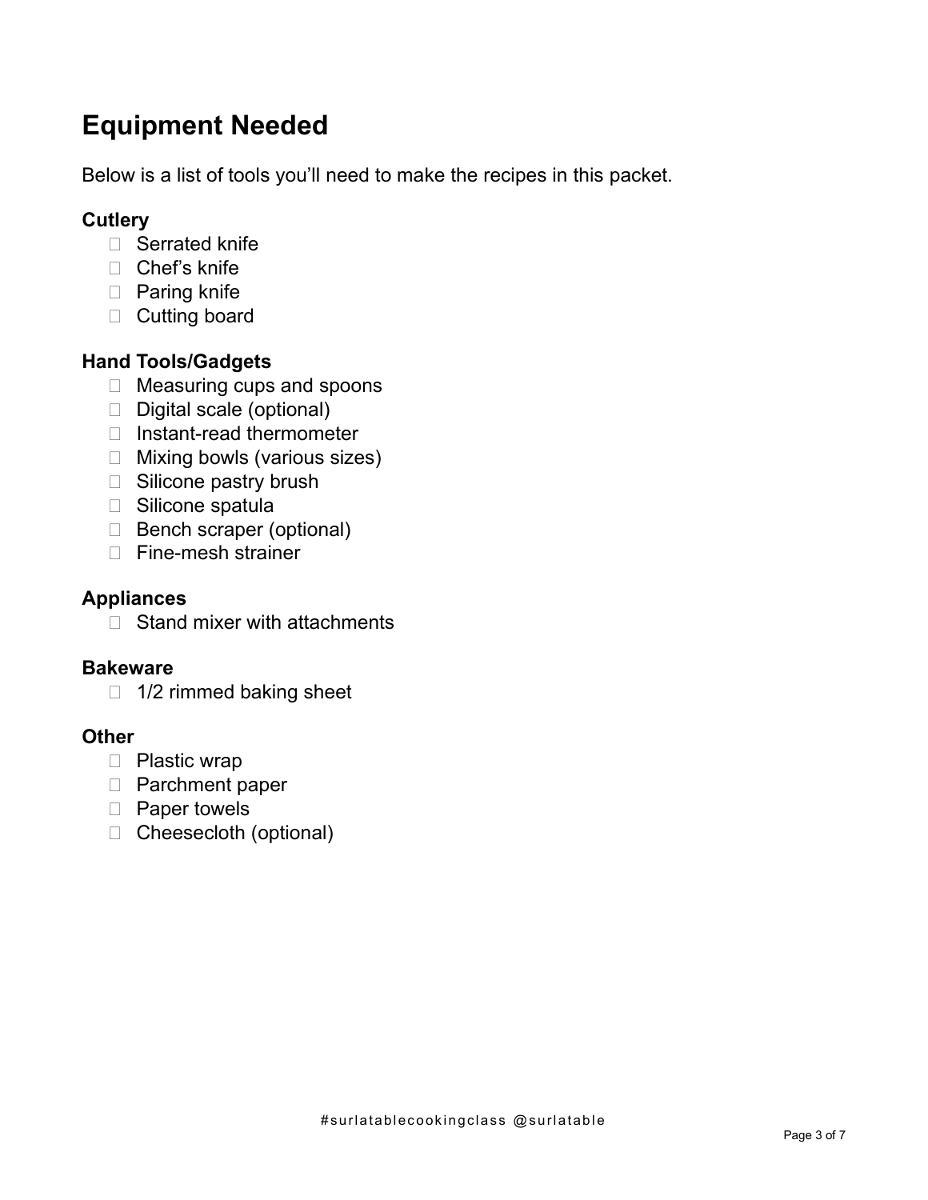# Equipment Needed

Below is a list of tools you'll need to make the recipes in this packet.

### Cutlery

- [ ] Serrated knife
- [ ] Chef's knife
- [ ] Paring knife
- [ ] Cutting board

### Hand Tools/Gadgets

- [ ] Measuring cups and spoons
- [ ] Digital scale (optional)
- [ ] Instant-read thermometer
- [ ] Mixing bowls (various sizes)
- [ ] Silicone pastry brush
- [ ] Silicone spatula
- [ ] Bench scraper (optional)
- [ ] Fine-mesh strainer

### Appliances

- [ ] Stand mixer with attachments

### Bakeware

- [ ] 1/2 rimmed baking sheet

### Other

- [ ] Plastic wrap
- [ ] Parchment paper
- [ ] Paper towels
- [ ] Cheesecloth (optional)

#surlatablecookingclass @surlatable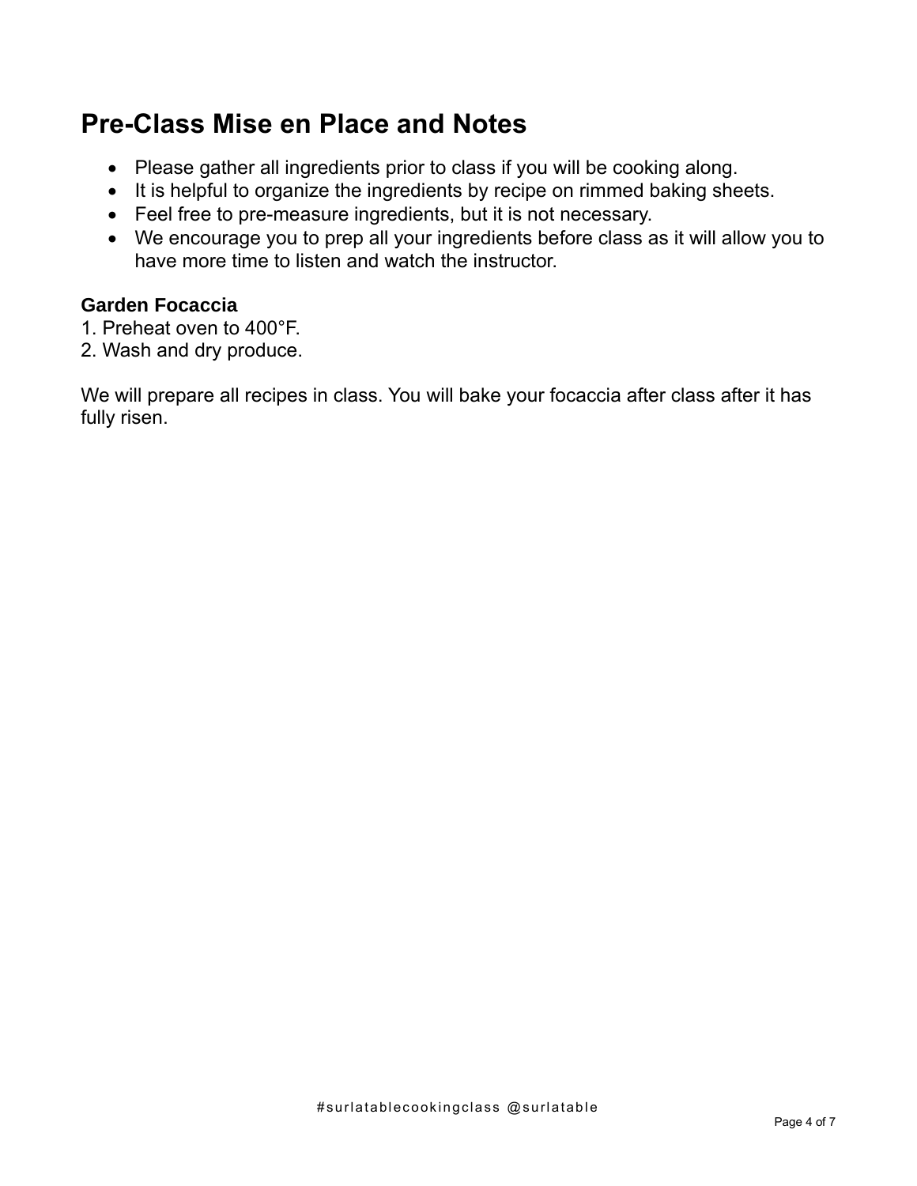## Pre-Class Mise en Place and Notes

- Please gather all ingredients prior to class if you will be cooking along.
- It is helpful to organize the ingredients by recipe on rimmed baking sheets.
- Feel free to pre-measure ingredients, but it is not necessary.
- We encourage you to prep all your ingredients before class as it will allow you to have more time to listen and watch the instructor.

**Garden Focaccia**

1. Preheat oven to 400°F.
2. Wash and dry produce.

We will prepare all recipes in class. You will bake your focaccia after class after it has fully risen.

#surlatablecookingclass @surlatable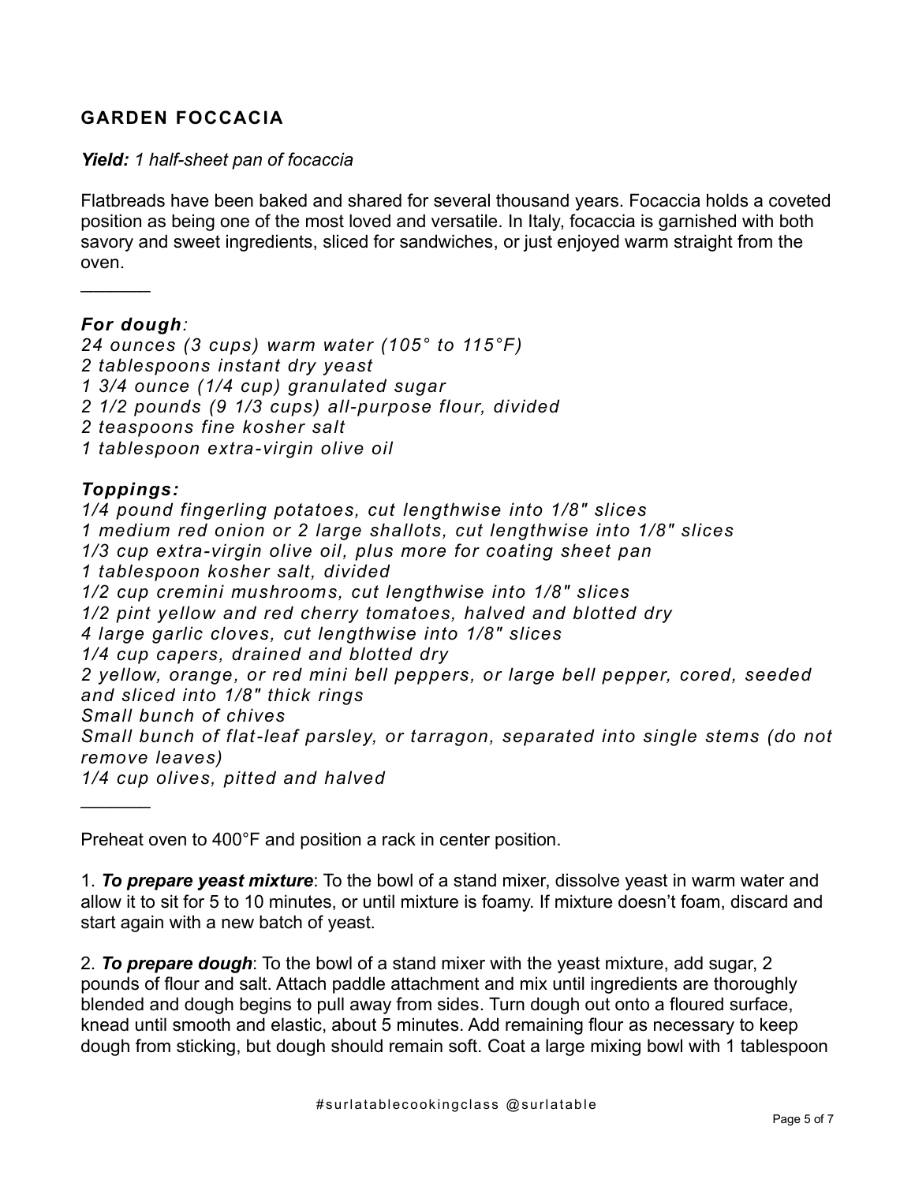## GARDEN FOCCACIA

***Yield:*** *1 half-sheet pan of focaccia*

Flatbreads have been baked and shared for several thousand years. Focaccia holds a coveted position as being one of the most loved and versatile. In Italy, focaccia is garnished with both savory and sweet ingredients, sliced for sandwiches, or just enjoyed warm straight from the oven.

---

***For dough:***
*24 ounces (3 cups) warm water (105° to 115°F)*
*2 tablespoons instant dry yeast*
*1 3/4 ounce (1/4 cup) granulated sugar*
*2 1/2 pounds (9 1/3 cups) all-purpose flour, divided*
*2 teaspoons fine kosher salt*
*1 tablespoon extra-virgin olive oil*

***Toppings:***
*1/4 pound fingerling potatoes, cut lengthwise into 1/8" slices*
*1 medium red onion or 2 large shallots, cut lengthwise into 1/8" slices*
*1/3 cup extra-virgin olive oil, plus more for coating sheet pan*
*1 tablespoon kosher salt, divided*
*1/2 cup cremini mushrooms, cut lengthwise into 1/8" slices*
*1/2 pint yellow and red cherry tomatoes, halved and blotted dry*
*4 large garlic cloves, cut lengthwise into 1/8" slices*
*1/4 cup capers, drained and blotted dry*
*2 yellow, orange, or red mini bell peppers, or large bell pepper, cored, seeded and sliced into 1/8" thick rings*
*Small bunch of chives*
*Small bunch of flat-leaf parsley, or tarragon, separated into single stems (do not remove leaves)*
*1/4 cup olives, pitted and halved*

---

Preheat oven to 400°F and position a rack in center position.

1. ***To prepare yeast mixture***: To the bowl of a stand mixer, dissolve yeast in warm water and allow it to sit for 5 to 10 minutes, or until mixture is foamy. If mixture doesn't foam, discard and start again with a new batch of yeast.

2. ***To prepare dough***: To the bowl of a stand mixer with the yeast mixture, add sugar, 2 pounds of flour and salt. Attach paddle attachment and mix until ingredients are thoroughly blended and dough begins to pull away from sides. Turn dough out onto a floured surface, knead until smooth and elastic, about 5 minutes. Add remaining flour as necessary to keep dough from sticking, but dough should remain soft. Coat a large mixing bowl with 1 tablespoon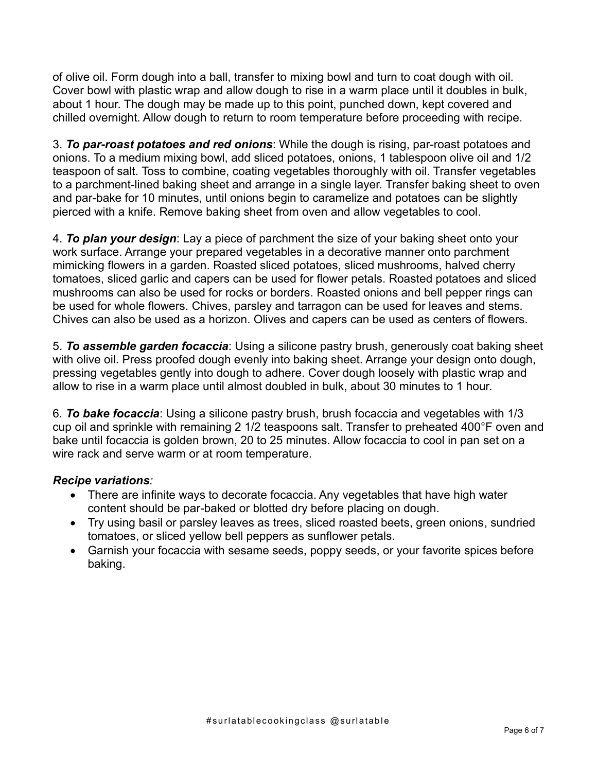of olive oil. Form dough into a ball, transfer to mixing bowl and turn to coat dough with oil. Cover bowl with plastic wrap and allow dough to rise in a warm place until it doubles in bulk, about 1 hour. The dough may be made up to this point, punched down, kept covered and chilled overnight. Allow dough to return to room temperature before proceeding with recipe.

3. ***To par-roast potatoes and red onions***: While the dough is rising, par-roast potatoes and onions. To a medium mixing bowl, add sliced potatoes, onions, 1 tablespoon olive oil and 1/2 teaspoon of salt. Toss to combine, coating vegetables thoroughly with oil. Transfer vegetables to a parchment-lined baking sheet and arrange in a single layer. Transfer baking sheet to oven and par-bake for 10 minutes, until onions begin to caramelize and potatoes can be slightly pierced with a knife. Remove baking sheet from oven and allow vegetables to cool.

4. ***To plan your design***: Lay a piece of parchment the size of your baking sheet onto your work surface. Arrange your prepared vegetables in a decorative manner onto parchment mimicking flowers in a garden. Roasted sliced potatoes, sliced mushrooms, halved cherry tomatoes, sliced garlic and capers can be used for flower petals. Roasted potatoes and sliced mushrooms can also be used for rocks or borders. Roasted onions and bell pepper rings can be used for whole flowers. Chives, parsley and tarragon can be used for leaves and stems. Chives can also be used as a horizon. Olives and capers can be used as centers of flowers.

5. ***To assemble garden focaccia***: Using a silicone pastry brush, generously coat baking sheet with olive oil. Press proofed dough evenly into baking sheet. Arrange your design onto dough, pressing vegetables gently into dough to adhere. Cover dough loosely with plastic wrap and allow to rise in a warm place until almost doubled in bulk, about 30 minutes to 1 hour.

6. ***To bake focaccia***: Using a silicone pastry brush, brush focaccia and vegetables with 1/3 cup oil and sprinkle with remaining 2 1/2 teaspoons salt. Transfer to preheated 400°F oven and bake until focaccia is golden brown, 20 to 25 minutes. Allow focaccia to cool in pan set on a wire rack and serve warm or at room temperature.

***Recipe variations****:*

- There are infinite ways to decorate focaccia. Any vegetables that have high water content should be par-baked or blotted dry before placing on dough.
- Try using basil or parsley leaves as trees, sliced roasted beets, green onions, sundried tomatoes, or sliced yellow bell peppers as sunflower petals.
- Garnish your focaccia with sesame seeds, poppy seeds, or your favorite spices before baking.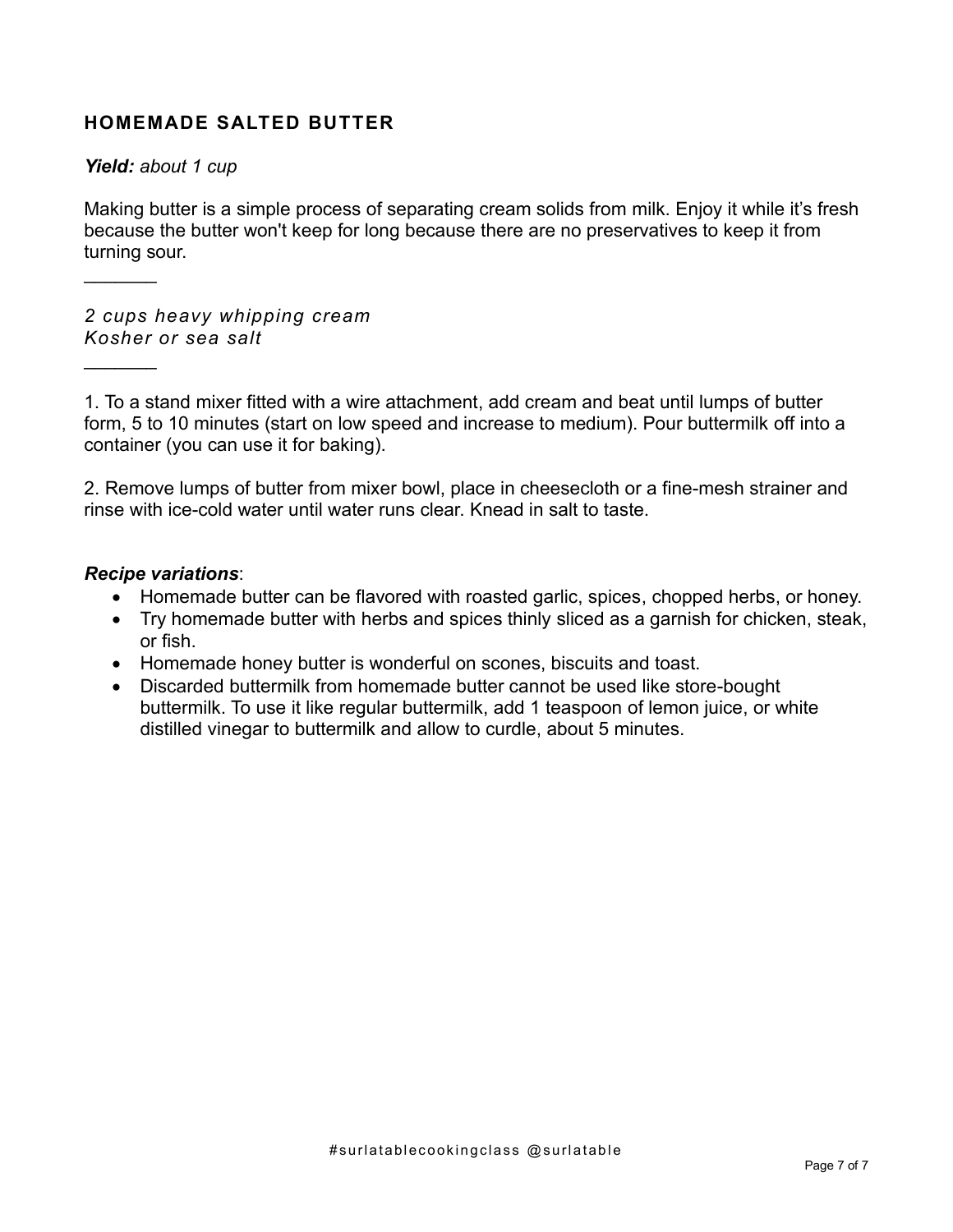## HOMEMADE SALTED BUTTER

***Yield:*** *about 1 cup*

Making butter is a simple process of separating cream solids from milk. Enjoy it while it's fresh because the butter won't keep for long because there are no preservatives to keep it from turning sour.

_______

*2 cups heavy whipping cream*
*Kosher or sea salt*

_______

1. To a stand mixer fitted with a wire attachment, add cream and beat until lumps of butter form, 5 to 10 minutes (start on low speed and increase to medium). Pour buttermilk off into a container (you can use it for baking).

2. Remove lumps of butter from mixer bowl, place in cheesecloth or a fine-mesh strainer and rinse with ice-cold water until water runs clear. Knead in salt to taste.

***Recipe variations***:

- Homemade butter can be flavored with roasted garlic, spices, chopped herbs, or honey.
- Try homemade butter with herbs and spices thinly sliced as a garnish for chicken, steak, or fish.
- Homemade honey butter is wonderful on scones, biscuits and toast.
- Discarded buttermilk from homemade butter cannot be used like store-bought buttermilk. To use it like regular buttermilk, add 1 teaspoon of lemon juice, or white distilled vinegar to buttermilk and allow to curdle, about 5 minutes.

#surlatablecookingclass @surlatable